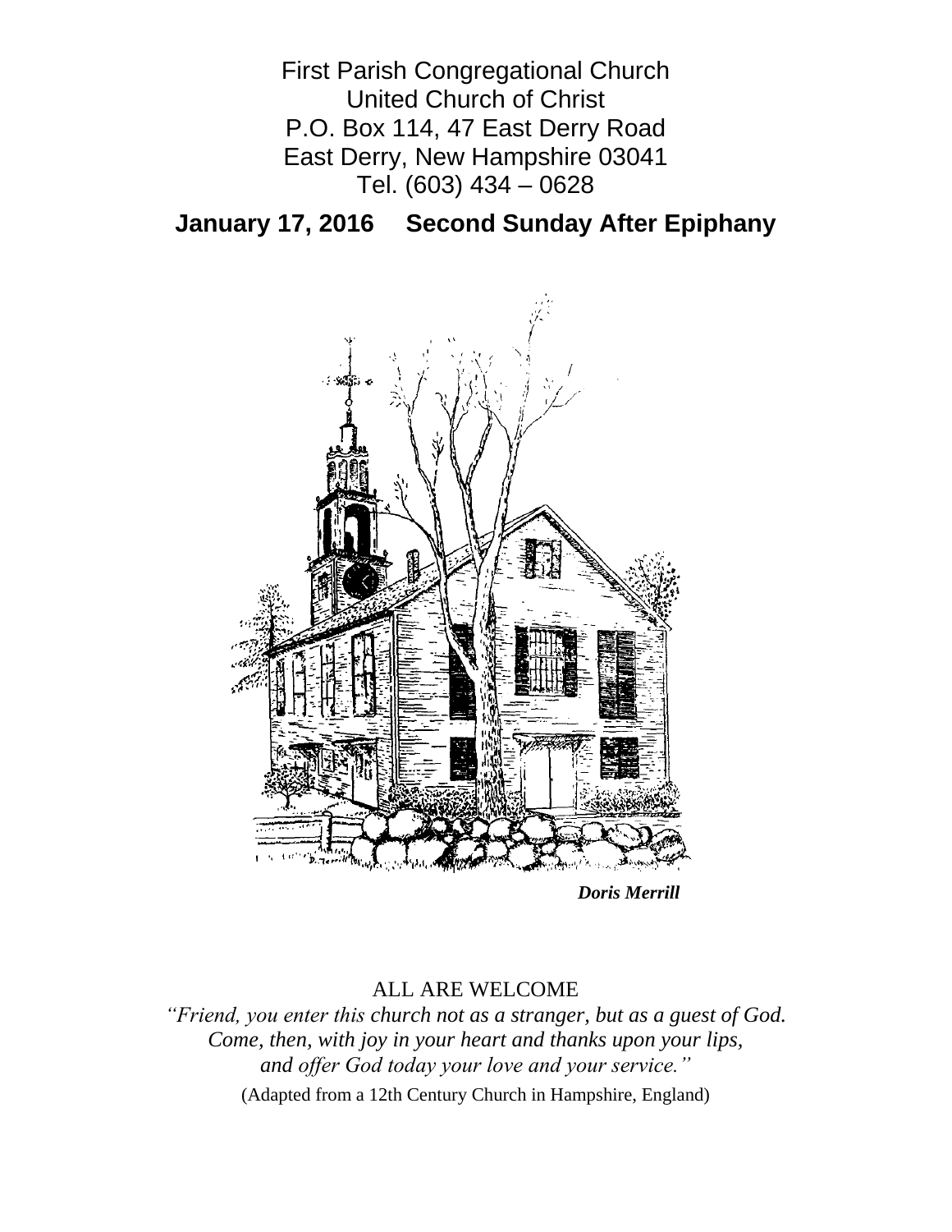First Parish Congregational Church
United Church of Christ
P.O. Box 114, 47 East Derry Road
East Derry, New Hampshire 03041
Tel. (603) 434 – 0628

**January 17, 2016 Second Sunday After Epiphany**

***Doris Merrill***

ALL ARE WELCOME

*"Friend, you enter this church not as a stranger, but as a guest of God. Come, then, with joy in your heart and thanks upon your lips, and offer God today your love and your service."*

(Adapted from a 12th Century Church in Hampshire, England)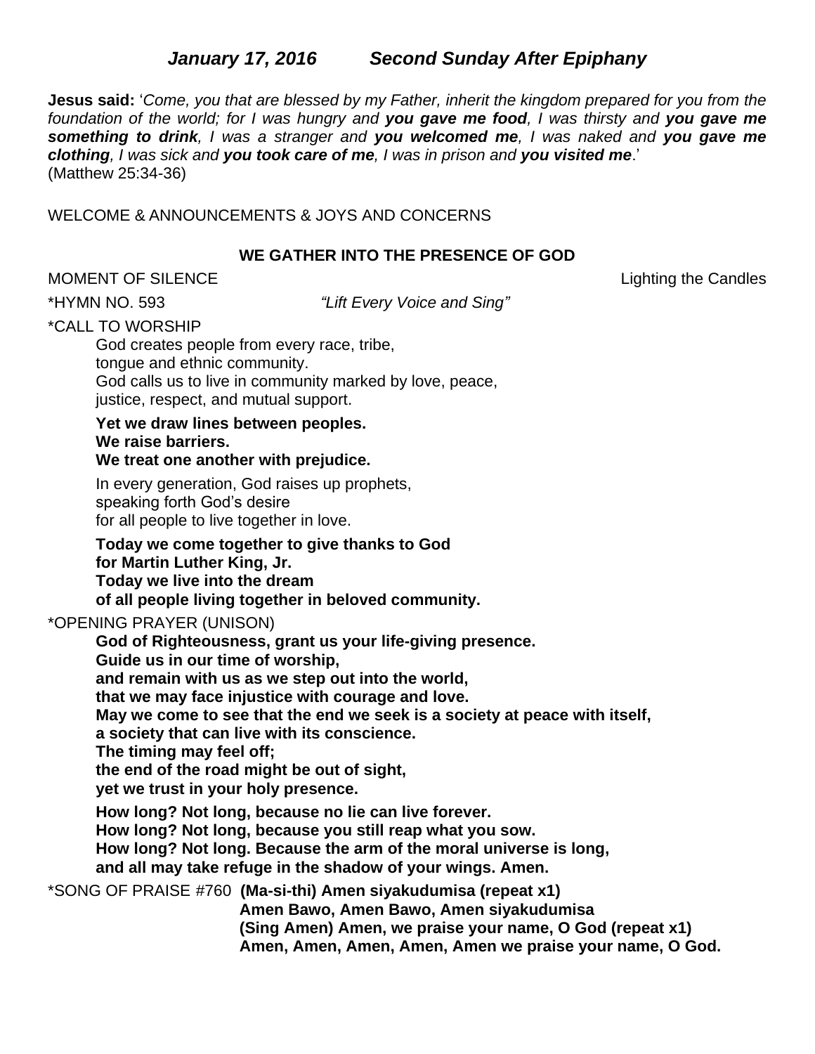## *January 17, 2016 Second Sunday After Epiphany*

**Jesus said:** '*Come, you that are blessed by my Father, inherit the kingdom prepared for you from the foundation of the world; for I was hungry and* ***you gave me food****, I was thirsty and* ***you gave me something to drink****, I was a stranger and* ***you welcomed me****, I was naked and* ***you gave me clothing****, I was sick and* ***you took care of me****, I was in prison and* ***you visited me***.'
(Matthew 25:34-36)

WELCOME & ANNOUNCEMENTS & JOYS AND CONCERNS

### WE GATHER INTO THE PRESENCE OF GOD

MOMENT OF SILENCE Lighting the Candles

*HYMN NO. 593 *"Lift Every Voice and Sing"*

*CALL TO WORSHIP

God creates people from every race, tribe,
tongue and ethnic community.
God calls us to live in community marked by love, peace,
justice, respect, and mutual support.

**Yet we draw lines between peoples.**
**We raise barriers.**
**We treat one another with prejudice.**

In every generation, God raises up prophets,
speaking forth God's desire
for all people to live together in love.

**Today we come together to give thanks to God**
**for Martin Luther King, Jr.**
**Today we live into the dream**
**of all people living together in beloved community.**

*OPENING PRAYER (UNISON)

**God of Righteousness, grant us your life-giving presence.**
**Guide us in our time of worship,**
**and remain with us as we step out into the world,**
**that we may face injustice with courage and love.**
**May we come to see that the end we seek is a society at peace with itself,**
**a society that can live with its conscience.**
**The timing may feel off;**
**the end of the road might be out of sight,**
**yet we trust in your holy presence.**

**How long? Not long, because no lie can live forever.**
**How long? Not long, because you still reap what you sow.**
**How long? Not long. Because the arm of the moral universe is long,**
**and all may take refuge in the shadow of your wings. Amen.**

*SONG OF PRAISE #760 **(Ma-si-thi) Amen siyakudumisa (repeat x1)**
**Amen Bawo, Amen Bawo, Amen siyakudumisa**
**(Sing Amen) Amen, we praise your name, O God (repeat x1)**
**Amen, Amen, Amen, Amen, Amen we praise your name, O God.**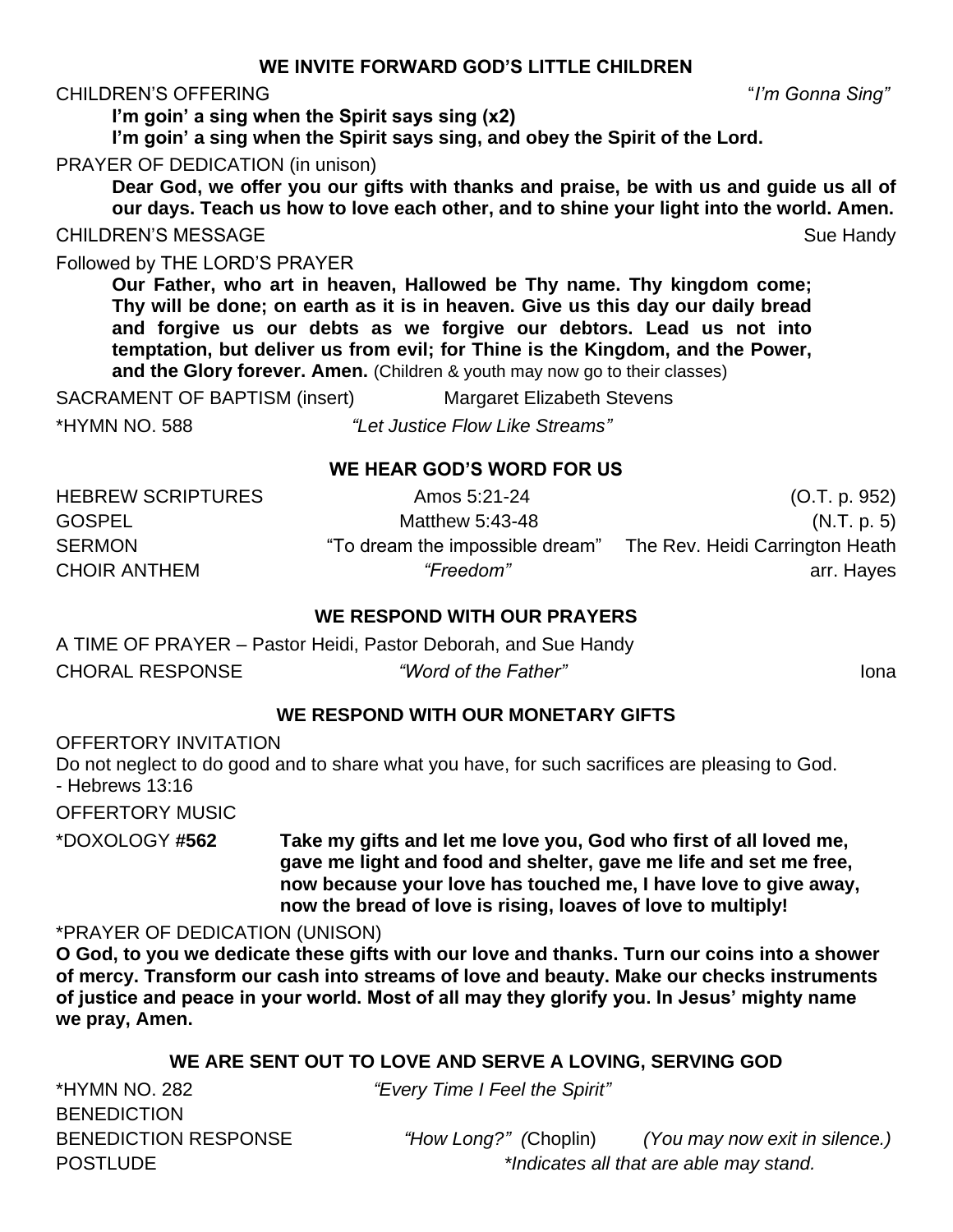## WE INVITE FORWARD GOD'S LITTLE CHILDREN

CHILDREN'S OFFERING "*I'm Gonna Sing"*

**I'm goin' a sing when the Spirit says sing (x2)**
**I'm goin' a sing when the Spirit says sing, and obey the Spirit of the Lord.**

PRAYER OF DEDICATION (in unison)

**Dear God, we offer you our gifts with thanks and praise, be with us and guide us all of our days. Teach us how to love each other, and to shine your light into the world. Amen.**

CHILDREN'S MESSAGE Sue Handy

Followed by THE LORD'S PRAYER

**Our Father, who art in heaven, Hallowed be Thy name. Thy kingdom come; Thy will be done; on earth as it is in heaven. Give us this day our daily bread and forgive us our debts as we forgive our debtors. Lead us not into temptation, but deliver us from evil; for Thine is the Kingdom, and the Power, and the Glory forever. Amen.** (Children & youth may now go to their classes)

SACRAMENT OF BAPTISM (insert) Margaret Elizabeth Stevens

*HYMN NO. 588 *"Let Justice Flow Like Streams"*

## WE HEAR GOD'S WORD FOR US

| | | |
|---|---|---|
| HEBREW SCRIPTURES | Amos 5:21-24 | (O.T. p. 952) |
| GOSPEL | Matthew 5:43-48 | (N.T. p. 5) |
| SERMON | "To dream the impossible dream" | The Rev. Heidi Carrington Heath |
| CHOIR ANTHEM | *"Freedom"* | arr. Hayes |

## WE RESPOND WITH OUR PRAYERS

A TIME OF PRAYER – Pastor Heidi, Pastor Deborah, and Sue Handy

CHORAL RESPONSE *"Word of the Father"* Iona

## WE RESPOND WITH OUR MONETARY GIFTS

OFFERTORY INVITATION

Do not neglect to do good and to share what you have, for such sacrifices are pleasing to God.
- Hebrews 13:16

OFFERTORY MUSIC

*DOXOLOGY **#562** **Take my gifts and let me love you, God who first of all loved me, gave me light and food and shelter, gave me life and set me free, now because your love has touched me, I have love to give away, now the bread of love is rising, loaves of love to multiply!**

*PRAYER OF DEDICATION (UNISON)

**O God, to you we dedicate these gifts with our love and thanks. Turn our coins into a shower of mercy. Transform our cash into streams of love and beauty. Make our checks instruments of justice and peace in your world. Most of all may they glorify you. In Jesus' mighty name we pray, Amen.**

## WE ARE SENT OUT TO LOVE AND SERVE A LOVING, SERVING GOD

*HYMN NO. 282 *"Every Time I Feel the Spirit"*

BENEDICTION

BENEDICTION RESPONSE *"How Long?" (*Choplin) *(You may now exit in silence.)*

POSTLUDE *\*Indicates all that are able may stand.*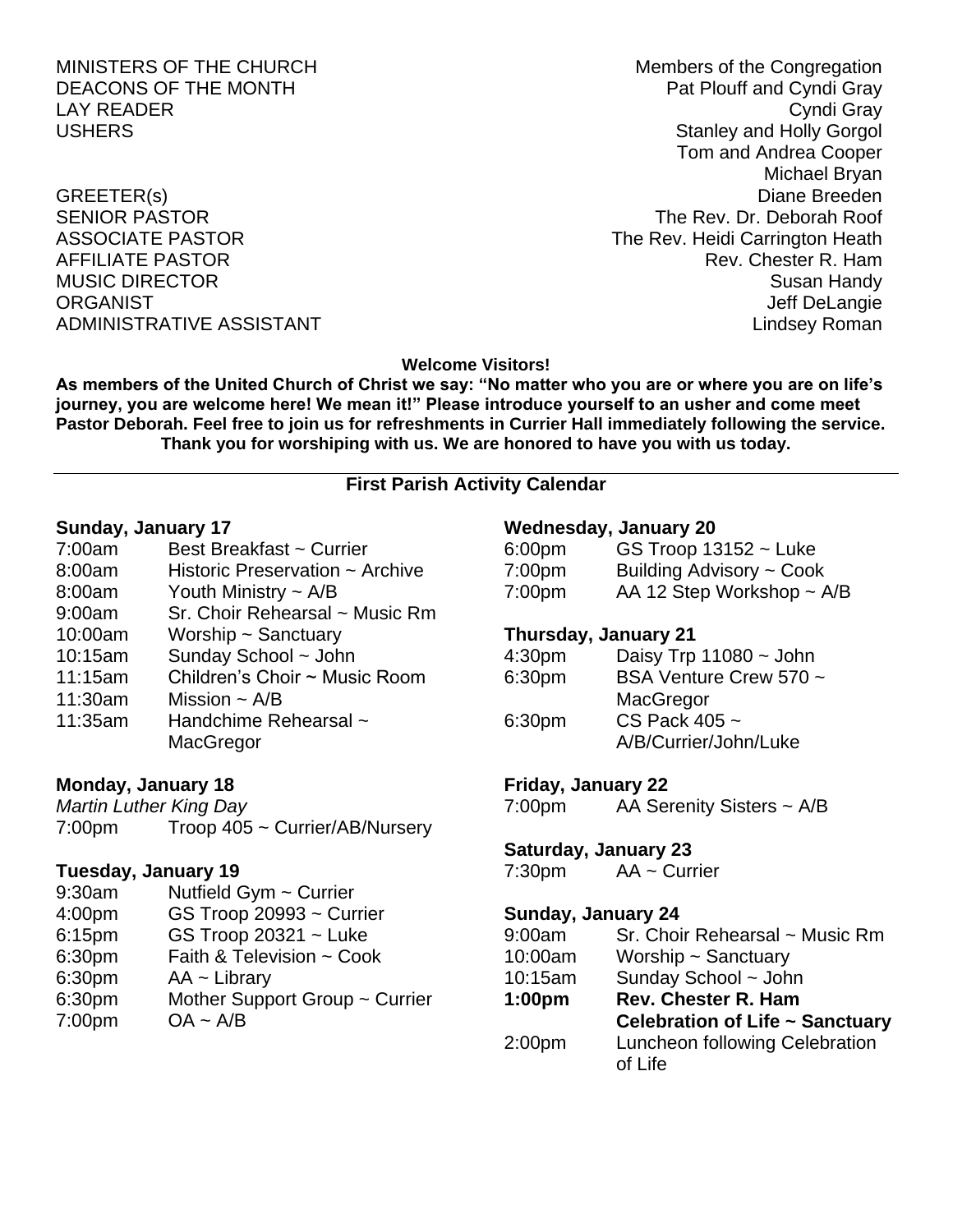| | |
|---|---|
| MINISTERS OF THE CHURCH | Members of the Congregation |
| DEACONS OF THE MONTH | Pat Plouff and Cyndi Gray |
| LAY READER | Cyndi Gray |
| USHERS | Stanley and Holly Gorgol |
| | Tom and Andrea Cooper |
| | Michael Bryan |
| GREETER(s) | Diane Breeden |
| SENIOR PASTOR | The Rev. Dr. Deborah Roof |
| ASSOCIATE PASTOR | The Rev. Heidi Carrington Heath |
| AFFILIATE PASTOR | Rev. Chester R. Ham |
| MUSIC DIRECTOR | Susan Handy |
| ORGANIST | Jeff DeLangie |
| ADMINISTRATIVE ASSISTANT | Lindsey Roman |

**Welcome Visitors!**

**As members of the United Church of Christ we say: "No matter who you are or where you are on life's journey, you are welcome here! We mean it!" Please introduce yourself to an usher and come meet Pastor Deborah. Feel free to join us for refreshments in Currier Hall immediately following the service. Thank you for worshiping with us. We are honored to have you with us today.**

---

## First Parish Activity Calendar

**Sunday, January 17**

| | |
|---|---|
| 7:00am | Best Breakfast ~ Currier |
| 8:00am | Historic Preservation ~ Archive |
| 8:00am | Youth Ministry ~ A/B |
| 9:00am | Sr. Choir Rehearsal ~ Music Rm |
| 10:00am | Worship ~ Sanctuary |
| 10:15am | Sunday School ~ John |
| 11:15am | Children's Choir ~ Music Room |
| 11:30am | Mission ~ A/B |
| 11:35am | Handchime Rehearsal ~ MacGregor |

**Monday, January 18**

*Martin Luther King Day*

| | |
|---|---|
| 7:00pm | Troop 405 ~ Currier/AB/Nursery |

**Tuesday, January 19**

| | |
|---|---|
| 9:30am | Nutfield Gym ~ Currier |
| 4:00pm | GS Troop 20993 ~ Currier |
| 6:15pm | GS Troop 20321 ~ Luke |
| 6:30pm | Faith & Television ~ Cook |
| 6:30pm | AA ~ Library |
| 6:30pm | Mother Support Group ~ Currier |
| 7:00pm | OA ~ A/B |

**Wednesday, January 20**

| | |
|---|---|
| 6:00pm | GS Troop 13152 ~ Luke |
| 7:00pm | Building Advisory ~ Cook |
| 7:00pm | AA 12 Step Workshop ~ A/B |

**Thursday, January 21**

| | |
|---|---|
| 4:30pm | Daisy Trp 11080 ~ John |
| 6:30pm | BSA Venture Crew 570 ~ MacGregor |
| 6:30pm | CS Pack 405 ~ A/B/Currier/John/Luke |

**Friday, January 22**

| | |
|---|---|
| 7:00pm | AA Serenity Sisters ~ A/B |

**Saturday, January 23**

| | |
|---|---|
| 7:30pm | AA ~ Currier |

**Sunday, January 24**

| | |
|---|---|
| 9:00am | Sr. Choir Rehearsal ~ Music Rm |
| 10:00am | Worship ~ Sanctuary |
| 10:15am | Sunday School ~ John |
| **1:00pm** | **Rev. Chester R. Ham Celebration of Life ~ Sanctuary** |
| 2:00pm | Luncheon following Celebration of Life |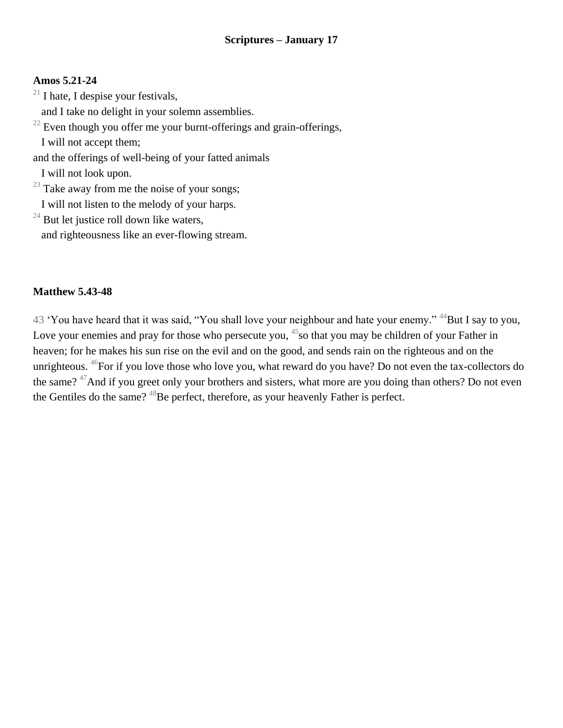**Scriptures – January 17**

**Amos 5.21-24**

[21] I hate, I despise your festivals,
and I take no delight in your solemn assemblies.
[22] Even though you offer me your burnt-offerings and grain-offerings,
I will not accept them;
and the offerings of well-being of your fatted animals
I will not look upon.
[23] Take away from me the noise of your songs;
I will not listen to the melody of your harps.
[24] But let justice roll down like waters,
and righteousness like an ever-flowing stream.

**Matthew 5.43-48**

43 'You have heard that it was said, "You shall love your neighbour and hate your enemy." [44]But I say to you, Love your enemies and pray for those who persecute you, [45]so that you may be children of your Father in heaven; for he makes his sun rise on the evil and on the good, and sends rain on the righteous and on the unrighteous. [46]For if you love those who love you, what reward do you have? Do not even the tax-collectors do the same? [47]And if you greet only your brothers and sisters, what more are you doing than others? Do not even the Gentiles do the same? [48]Be perfect, therefore, as your heavenly Father is perfect.